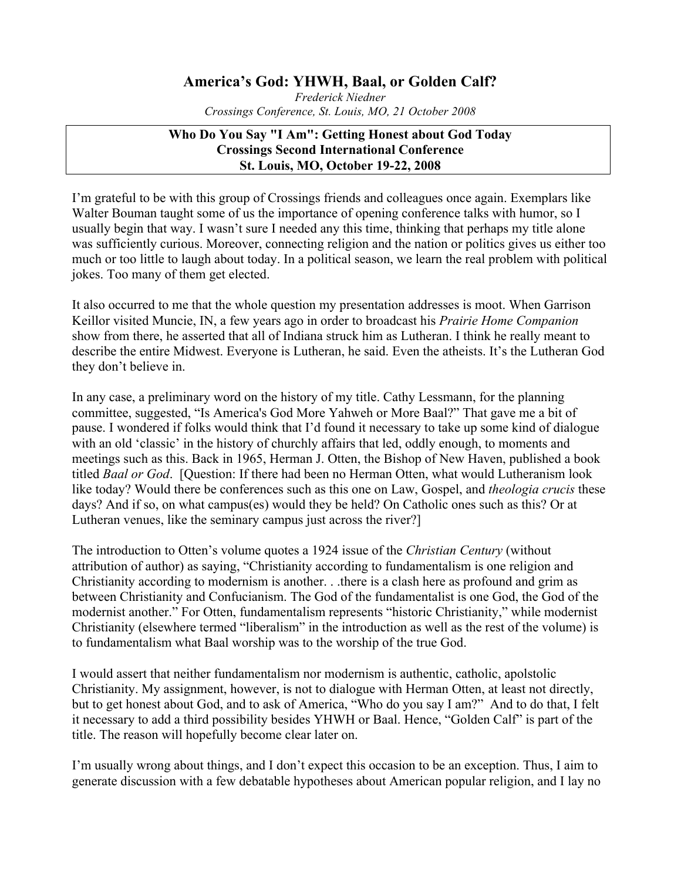# America's God: YHWH, Baal, or Golden Calf?

*Frederick Niedner*
*Crossings Conference, St. Louis, MO, 21 October 2008*

**Who Do You Say "I Am": Getting Honest about God Today**
**Crossings Second International Conference**
**St. Louis, MO, October 19-22, 2008**

I'm grateful to be with this group of Crossings friends and colleagues once again. Exemplars like Walter Bouman taught some of us the importance of opening conference talks with humor, so I usually begin that way. I wasn't sure I needed any this time, thinking that perhaps my title alone was sufficiently curious. Moreover, connecting religion and the nation or politics gives us either too much or too little to laugh about today. In a political season, we learn the real problem with political jokes. Too many of them get elected.

It also occurred to me that the whole question my presentation addresses is moot. When Garrison Keillor visited Muncie, IN, a few years ago in order to broadcast his *Prairie Home Companion* show from there, he asserted that all of Indiana struck him as Lutheran. I think he really meant to describe the entire Midwest. Everyone is Lutheran, he said. Even the atheists. It's the Lutheran God they don't believe in.

In any case, a preliminary word on the history of my title. Cathy Lessmann, for the planning committee, suggested, "Is America's God More Yahweh or More Baal?" That gave me a bit of pause. I wondered if folks would think that I'd found it necessary to take up some kind of dialogue with an old 'classic' in the history of churchly affairs that led, oddly enough, to moments and meetings such as this. Back in 1965, Herman J. Otten, the Bishop of New Haven, published a book titled *Baal or God*. [Question: If there had been no Herman Otten, what would Lutheranism look like today? Would there be conferences such as this one on Law, Gospel, and *theologia crucis* these days? And if so, on what campus(es) would they be held? On Catholic ones such as this? Or at Lutheran venues, like the seminary campus just across the river?]

The introduction to Otten's volume quotes a 1924 issue of the *Christian Century* (without attribution of author) as saying, "Christianity according to fundamentalism is one religion and Christianity according to modernism is another. . .there is a clash here as profound and grim as between Christianity and Confucianism. The God of the fundamentalist is one God, the God of the modernist another." For Otten, fundamentalism represents "historic Christianity," while modernist Christianity (elsewhere termed "liberalism" in the introduction as well as the rest of the volume) is to fundamentalism what Baal worship was to the worship of the true God.

I would assert that neither fundamentalism nor modernism is authentic, catholic, apolstolic Christianity. My assignment, however, is not to dialogue with Herman Otten, at least not directly, but to get honest about God, and to ask of America, "Who do you say I am?" And to do that, I felt it necessary to add a third possibility besides YHWH or Baal. Hence, "Golden Calf" is part of the title. The reason will hopefully become clear later on.

I'm usually wrong about things, and I don't expect this occasion to be an exception. Thus, I aim to generate discussion with a few debatable hypotheses about American popular religion, and I lay no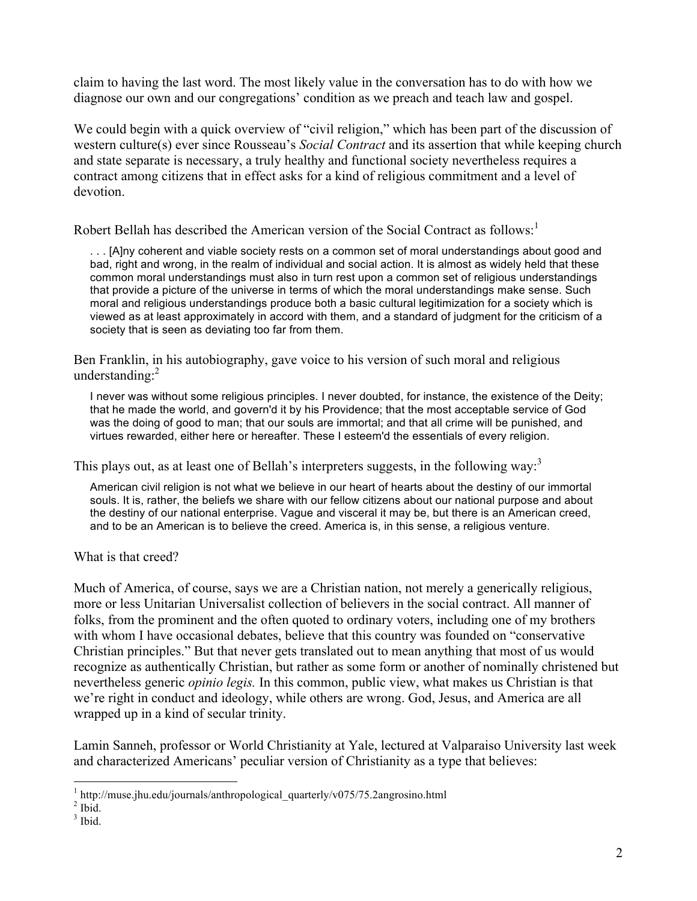claim to having the last word. The most likely value in the conversation has to do with how we diagnose our own and our congregations' condition as we preach and teach law and gospel.

We could begin with a quick overview of "civil religion," which has been part of the discussion of western culture(s) ever since Rousseau's *Social Contract* and its assertion that while keeping church and state separate is necessary, a truly healthy and functional society nevertheless requires a contract among citizens that in effect asks for a kind of religious commitment and a level of devotion.

Robert Bellah has described the American version of the Social Contract as follows:[1]

> . . . [A]ny coherent and viable society rests on a common set of moral understandings about good and bad, right and wrong, in the realm of individual and social action. It is almost as widely held that these common moral understandings must also in turn rest upon a common set of religious understandings that provide a picture of the universe in terms of which the moral understandings make sense. Such moral and religious understandings produce both a basic cultural legitimization for a society which is viewed as at least approximately in accord with them, and a standard of judgment for the criticism of a society that is seen as deviating too far from them.

Ben Franklin, in his autobiography, gave voice to his version of such moral and religious understanding:[2]

> I never was without some religious principles. I never doubted, for instance, the existence of the Deity; that he made the world, and govern'd it by his Providence; that the most acceptable service of God was the doing of good to man; that our souls are immortal; and that all crime will be punished, and virtues rewarded, either here or hereafter. These I esteem'd the essentials of every religion.

This plays out, as at least one of Bellah's interpreters suggests, in the following way:[3]

> American civil religion is not what we believe in our heart of hearts about the destiny of our immortal souls. It is, rather, the beliefs we share with our fellow citizens about our national purpose and about the destiny of our national enterprise. Vague and visceral it may be, but there is an American creed, and to be an American is to believe the creed. America is, in this sense, a religious venture.

What is that creed?

Much of America, of course, says we are a Christian nation, not merely a generically religious, more or less Unitarian Universalist collection of believers in the social contract. All manner of folks, from the prominent and the often quoted to ordinary voters, including one of my brothers with whom I have occasional debates, believe that this country was founded on "conservative Christian principles." But that never gets translated out to mean anything that most of us would recognize as authentically Christian, but rather as some form or another of nominally christened but nevertheless generic *opinio legis.* In this common, public view, what makes us Christian is that we're right in conduct and ideology, while others are wrong. God, Jesus, and America are all wrapped up in a kind of secular trinity.

Lamin Sanneh, professor or World Christianity at Yale, lectured at Valparaiso University last week and characterized Americans' peculiar version of Christianity as a type that believes:

---

[1] http://muse.jhu.edu/journals/anthropological_quarterly/v075/75.2angrosino.html

[2] Ibid.

[3] Ibid.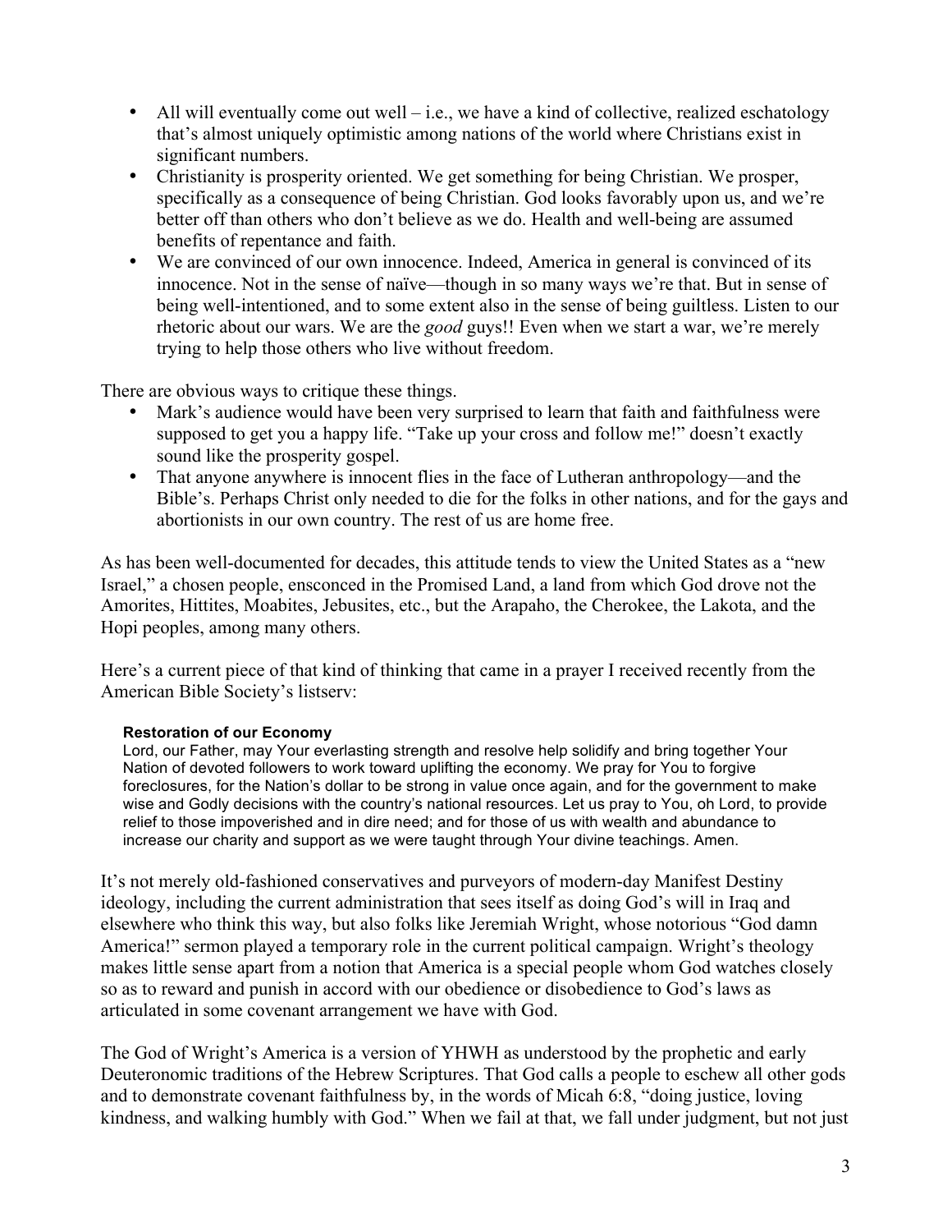- All will eventually come out well – i.e., we have a kind of collective, realized eschatology that's almost uniquely optimistic among nations of the world where Christians exist in significant numbers.
- Christianity is prosperity oriented. We get something for being Christian. We prosper, specifically as a consequence of being Christian. God looks favorably upon us, and we're better off than others who don't believe as we do. Health and well-being are assumed benefits of repentance and faith.
- We are convinced of our own innocence. Indeed, America in general is convinced of its innocence. Not in the sense of naïve—though in so many ways we're that. But in sense of being well-intentioned, and to some extent also in the sense of being guiltless. Listen to our rhetoric about our wars. We are the *good* guys!! Even when we start a war, we're merely trying to help those others who live without freedom.

There are obvious ways to critique these things.

- Mark's audience would have been very surprised to learn that faith and faithfulness were supposed to get you a happy life. "Take up your cross and follow me!" doesn't exactly sound like the prosperity gospel.
- That anyone anywhere is innocent flies in the face of Lutheran anthropology—and the Bible's. Perhaps Christ only needed to die for the folks in other nations, and for the gays and abortionists in our own country. The rest of us are home free.

As has been well-documented for decades, this attitude tends to view the United States as a "new Israel," a chosen people, ensconced in the Promised Land, a land from which God drove not the Amorites, Hittites, Moabites, Jebusites, etc., but the Arapaho, the Cherokee, the Lakota, and the Hopi peoples, among many others.

Here's a current piece of that kind of thinking that came in a prayer I received recently from the American Bible Society's listserv:

> **Restoration of our Economy**
> Lord, our Father, may Your everlasting strength and resolve help solidify and bring together Your Nation of devoted followers to work toward uplifting the economy. We pray for You to forgive foreclosures, for the Nation's dollar to be strong in value once again, and for the government to make wise and Godly decisions with the country's national resources. Let us pray to You, oh Lord, to provide relief to those impoverished and in dire need; and for those of us with wealth and abundance to increase our charity and support as we were taught through Your divine teachings. Amen.

It's not merely old-fashioned conservatives and purveyors of modern-day Manifest Destiny ideology, including the current administration that sees itself as doing God's will in Iraq and elsewhere who think this way, but also folks like Jeremiah Wright, whose notorious "God damn America!" sermon played a temporary role in the current political campaign. Wright's theology makes little sense apart from a notion that America is a special people whom God watches closely so as to reward and punish in accord with our obedience or disobedience to God's laws as articulated in some covenant arrangement we have with God.

The God of Wright's America is a version of YHWH as understood by the prophetic and early Deuteronomic traditions of the Hebrew Scriptures. That God calls a people to eschew all other gods and to demonstrate covenant faithfulness by, in the words of Micah 6:8, "doing justice, loving kindness, and walking humbly with God." When we fail at that, we fall under judgment, but not just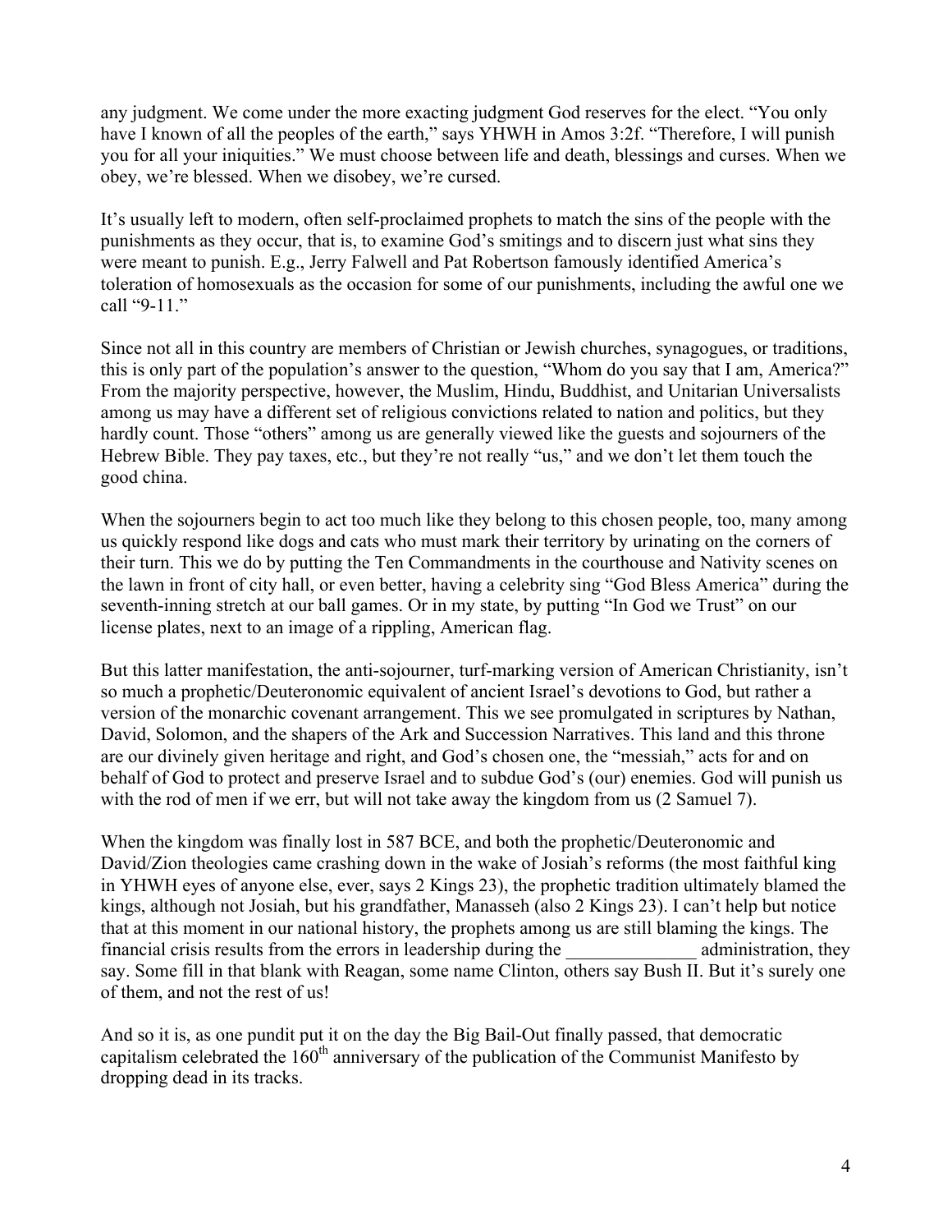any judgment. We come under the more exacting judgment God reserves for the elect. "You only have I known of all the peoples of the earth," says YHWH in Amos 3:2f. "Therefore, I will punish you for all your iniquities." We must choose between life and death, blessings and curses. When we obey, we're blessed. When we disobey, we're cursed.

It's usually left to modern, often self-proclaimed prophets to match the sins of the people with the punishments as they occur, that is, to examine God's smitings and to discern just what sins they were meant to punish. E.g., Jerry Falwell and Pat Robertson famously identified America's toleration of homosexuals as the occasion for some of our punishments, including the awful one we call "9-11."

Since not all in this country are members of Christian or Jewish churches, synagogues, or traditions, this is only part of the population's answer to the question, "Whom do you say that I am, America?" From the majority perspective, however, the Muslim, Hindu, Buddhist, and Unitarian Universalists among us may have a different set of religious convictions related to nation and politics, but they hardly count. Those "others" among us are generally viewed like the guests and sojourners of the Hebrew Bible. They pay taxes, etc., but they're not really "us," and we don't let them touch the good china.

When the sojourners begin to act too much like they belong to this chosen people, too, many among us quickly respond like dogs and cats who must mark their territory by urinating on the corners of their turn. This we do by putting the Ten Commandments in the courthouse and Nativity scenes on the lawn in front of city hall, or even better, having a celebrity sing "God Bless America" during the seventh-inning stretch at our ball games. Or in my state, by putting "In God we Trust" on our license plates, next to an image of a rippling, American flag.

But this latter manifestation, the anti-sojourner, turf-marking version of American Christianity, isn't so much a prophetic/Deuteronomic equivalent of ancient Israel's devotions to God, but rather a version of the monarchic covenant arrangement. This we see promulgated in scriptures by Nathan, David, Solomon, and the shapers of the Ark and Succession Narratives. This land and this throne are our divinely given heritage and right, and God's chosen one, the "messiah," acts for and on behalf of God to protect and preserve Israel and to subdue God's (our) enemies. God will punish us with the rod of men if we err, but will not take away the kingdom from us (2 Samuel 7).

When the kingdom was finally lost in 587 BCE, and both the prophetic/Deuteronomic and David/Zion theologies came crashing down in the wake of Josiah's reforms (the most faithful king in YHWH eyes of anyone else, ever, says 2 Kings 23), the prophetic tradition ultimately blamed the kings, although not Josiah, but his grandfather, Manasseh (also 2 Kings 23). I can't help but notice that at this moment in our national history, the prophets among us are still blaming the kings. The financial crisis results from the errors in leadership during the ______________ administration, they say. Some fill in that blank with Reagan, some name Clinton, others say Bush II. But it's surely one of them, and not the rest of us!

And so it is, as one pundit put it on the day the Big Bail-Out finally passed, that democratic capitalism celebrated the $160^{th}$ anniversary of the publication of the Communist Manifesto by dropping dead in its tracks.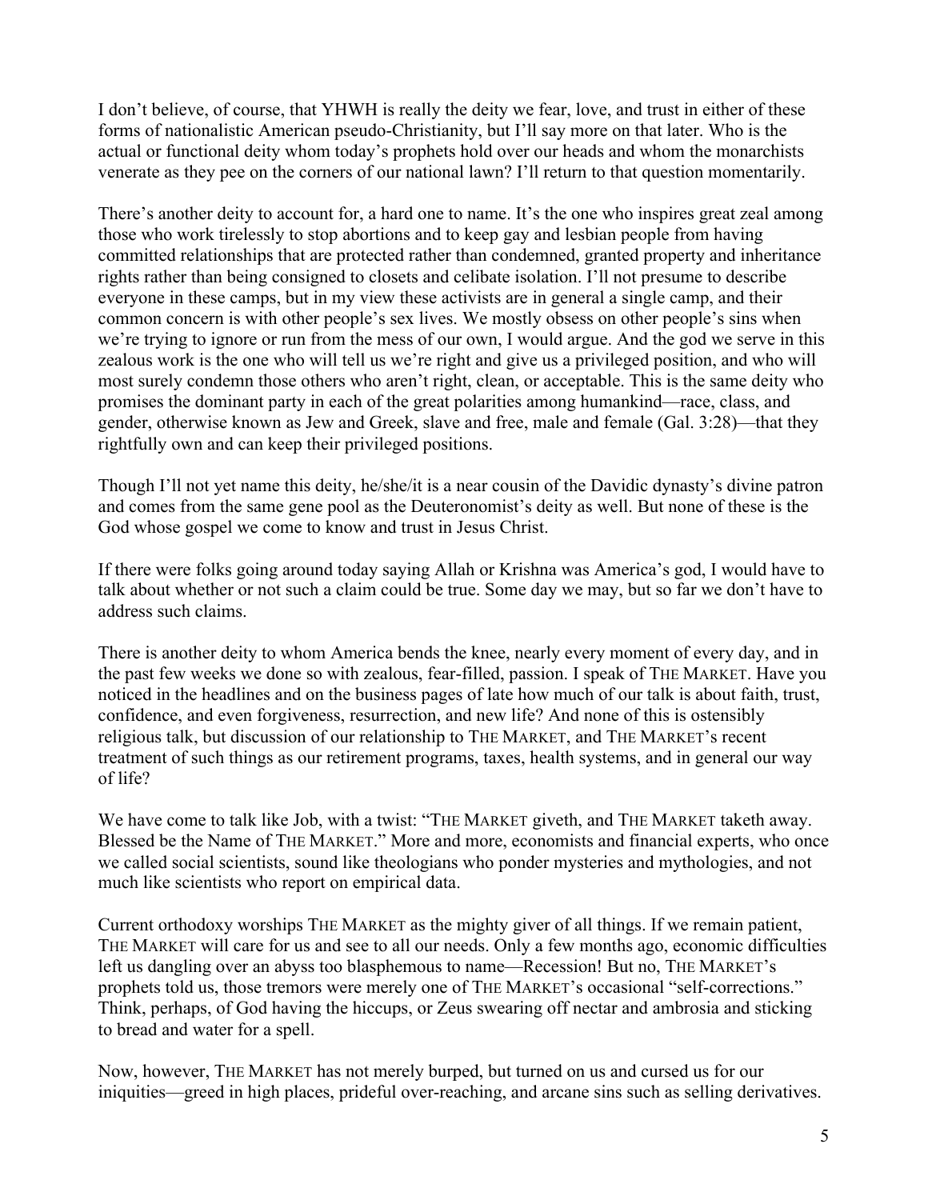I don't believe, of course, that YHWH is really the deity we fear, love, and trust in either of these forms of nationalistic American pseudo-Christianity, but I'll say more on that later. Who is the actual or functional deity whom today's prophets hold over our heads and whom the monarchists venerate as they pee on the corners of our national lawn? I'll return to that question momentarily.

There's another deity to account for, a hard one to name. It's the one who inspires great zeal among those who work tirelessly to stop abortions and to keep gay and lesbian people from having committed relationships that are protected rather than condemned, granted property and inheritance rights rather than being consigned to closets and celibate isolation. I'll not presume to describe everyone in these camps, but in my view these activists are in general a single camp, and their common concern is with other people's sex lives. We mostly obsess on other people's sins when we're trying to ignore or run from the mess of our own, I would argue. And the god we serve in this zealous work is the one who will tell us we're right and give us a privileged position, and who will most surely condemn those others who aren't right, clean, or acceptable. This is the same deity who promises the dominant party in each of the great polarities among humankind—race, class, and gender, otherwise known as Jew and Greek, slave and free, male and female (Gal. 3:28)—that they rightfully own and can keep their privileged positions.

Though I'll not yet name this deity, he/she/it is a near cousin of the Davidic dynasty's divine patron and comes from the same gene pool as the Deuteronomist's deity as well. But none of these is the God whose gospel we come to know and trust in Jesus Christ.

If there were folks going around today saying Allah or Krishna was America's god, I would have to talk about whether or not such a claim could be true. Some day we may, but so far we don't have to address such claims.

There is another deity to whom America bends the knee, nearly every moment of every day, and in the past few weeks we done so with zealous, fear-filled, passion. I speak of THE MARKET. Have you noticed in the headlines and on the business pages of late how much of our talk is about faith, trust, confidence, and even forgiveness, resurrection, and new life? And none of this is ostensibly religious talk, but discussion of our relationship to THE MARKET, and THE MARKET's recent treatment of such things as our retirement programs, taxes, health systems, and in general our way of life?

We have come to talk like Job, with a twist: "THE MARKET giveth, and THE MARKET taketh away. Blessed be the Name of THE MARKET." More and more, economists and financial experts, who once we called social scientists, sound like theologians who ponder mysteries and mythologies, and not much like scientists who report on empirical data.

Current orthodoxy worships THE MARKET as the mighty giver of all things. If we remain patient, THE MARKET will care for us and see to all our needs. Only a few months ago, economic difficulties left us dangling over an abyss too blasphemous to name—Recession! But no, THE MARKET's prophets told us, those tremors were merely one of THE MARKET's occasional "self-corrections." Think, perhaps, of God having the hiccups, or Zeus swearing off nectar and ambrosia and sticking to bread and water for a spell.

Now, however, THE MARKET has not merely burped, but turned on us and cursed us for our iniquities—greed in high places, prideful over-reaching, and arcane sins such as selling derivatives.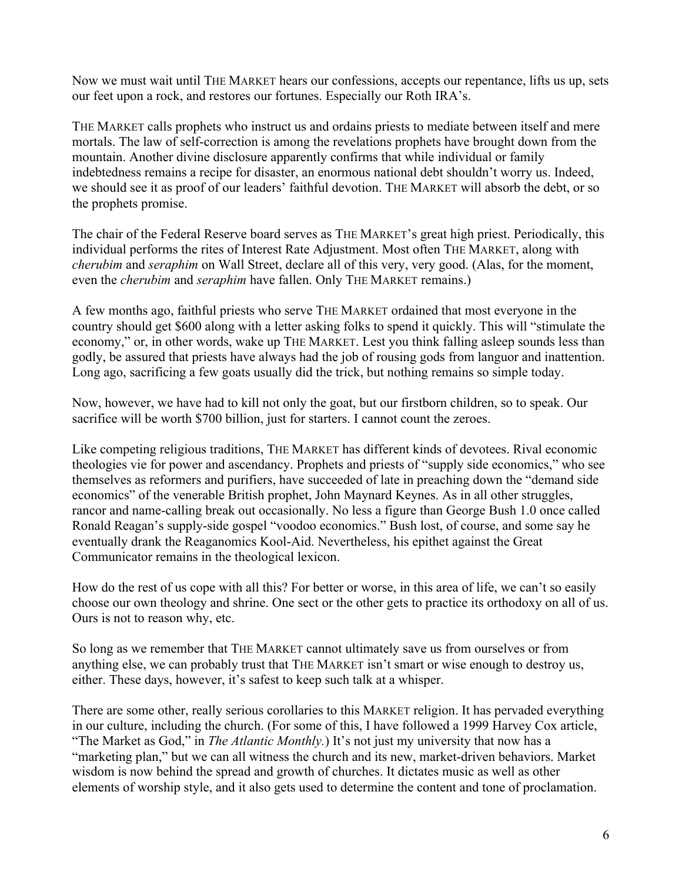Now we must wait until THE MARKET hears our confessions, accepts our repentance, lifts us up, sets our feet upon a rock, and restores our fortunes. Especially our Roth IRA's.

THE MARKET calls prophets who instruct us and ordains priests to mediate between itself and mere mortals. The law of self-correction is among the revelations prophets have brought down from the mountain. Another divine disclosure apparently confirms that while individual or family indebtedness remains a recipe for disaster, an enormous national debt shouldn't worry us. Indeed, we should see it as proof of our leaders' faithful devotion. THE MARKET will absorb the debt, or so the prophets promise.

The chair of the Federal Reserve board serves as THE MARKET's great high priest. Periodically, this individual performs the rites of Interest Rate Adjustment. Most often THE MARKET, along with *cherubim* and *seraphim* on Wall Street, declare all of this very, very good. (Alas, for the moment, even the *cherubim* and *seraphim* have fallen. Only THE MARKET remains.)

A few months ago, faithful priests who serve THE MARKET ordained that most everyone in the country should get $600 along with a letter asking folks to spend it quickly. This will "stimulate the economy," or, in other words, wake up THE MARKET. Lest you think falling asleep sounds less than godly, be assured that priests have always had the job of rousing gods from languor and inattention. Long ago, sacrificing a few goats usually did the trick, but nothing remains so simple today.

Now, however, we have had to kill not only the goat, but our firstborn children, so to speak. Our sacrifice will be worth $700 billion, just for starters. I cannot count the zeroes.

Like competing religious traditions, THE MARKET has different kinds of devotees. Rival economic theologies vie for power and ascendancy. Prophets and priests of "supply side economics," who see themselves as reformers and purifiers, have succeeded of late in preaching down the "demand side economics" of the venerable British prophet, John Maynard Keynes. As in all other struggles, rancor and name-calling break out occasionally. No less a figure than George Bush 1.0 once called Ronald Reagan's supply-side gospel "voodoo economics." Bush lost, of course, and some say he eventually drank the Reaganomics Kool-Aid. Nevertheless, his epithet against the Great Communicator remains in the theological lexicon.

How do the rest of us cope with all this? For better or worse, in this area of life, we can't so easily choose our own theology and shrine. One sect or the other gets to practice its orthodoxy on all of us. Ours is not to reason why, etc.

So long as we remember that THE MARKET cannot ultimately save us from ourselves or from anything else, we can probably trust that THE MARKET isn't smart or wise enough to destroy us, either. These days, however, it's safest to keep such talk at a whisper.

There are some other, really serious corollaries to this MARKET religion. It has pervaded everything in our culture, including the church. (For some of this, I have followed a 1999 Harvey Cox article, "The Market as God," in *The Atlantic Monthly.*) It's not just my university that now has a "marketing plan," but we can all witness the church and its new, market-driven behaviors. Market wisdom is now behind the spread and growth of churches. It dictates music as well as other elements of worship style, and it also gets used to determine the content and tone of proclamation.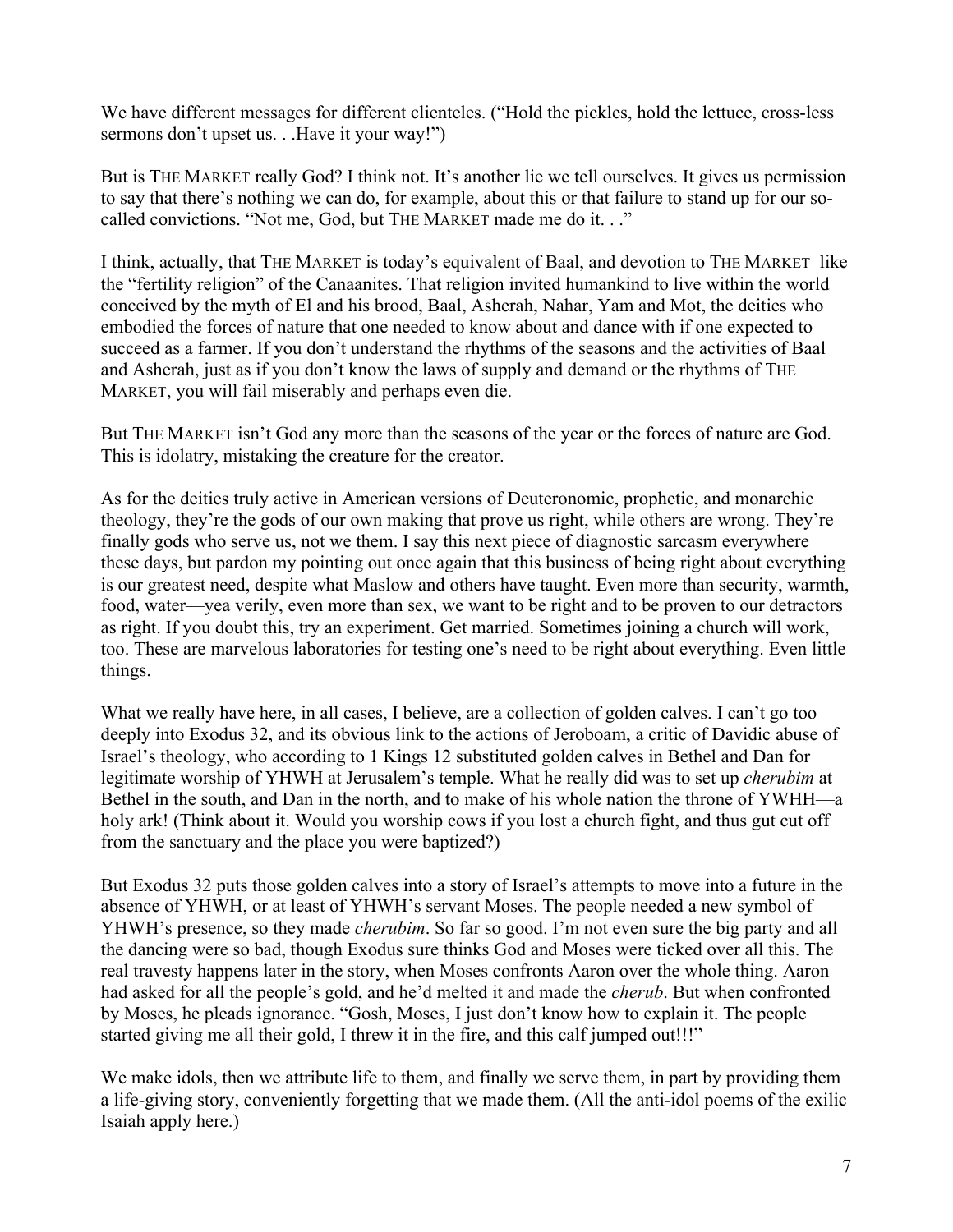We have different messages for different clienteles. ("Hold the pickles, hold the lettuce, cross-less sermons don't upset us. . .Have it your way!")

But is THE MARKET really God? I think not. It's another lie we tell ourselves. It gives us permission to say that there's nothing we can do, for example, about this or that failure to stand up for our so-called convictions. "Not me, God, but THE MARKET made me do it. . ."

I think, actually, that THE MARKET is today's equivalent of Baal, and devotion to THE MARKET like the "fertility religion" of the Canaanites. That religion invited humankind to live within the world conceived by the myth of El and his brood, Baal, Asherah, Nahar, Yam and Mot, the deities who embodied the forces of nature that one needed to know about and dance with if one expected to succeed as a farmer. If you don't understand the rhythms of the seasons and the activities of Baal and Asherah, just as if you don't know the laws of supply and demand or the rhythms of THE MARKET, you will fail miserably and perhaps even die.

But THE MARKET isn't God any more than the seasons of the year or the forces of nature are God. This is idolatry, mistaking the creature for the creator.

As for the deities truly active in American versions of Deuteronomic, prophetic, and monarchic theology, they're the gods of our own making that prove us right, while others are wrong. They're finally gods who serve us, not we them. I say this next piece of diagnostic sarcasm everywhere these days, but pardon my pointing out once again that this business of being right about everything is our greatest need, despite what Maslow and others have taught. Even more than security, warmth, food, water—yea verily, even more than sex, we want to be right and to be proven to our detractors as right. If you doubt this, try an experiment. Get married. Sometimes joining a church will work, too. These are marvelous laboratories for testing one's need to be right about everything. Even little things.

What we really have here, in all cases, I believe, are a collection of golden calves. I can't go too deeply into Exodus 32, and its obvious link to the actions of Jeroboam, a critic of Davidic abuse of Israel's theology, who according to 1 Kings 12 substituted golden calves in Bethel and Dan for legitimate worship of YHWH at Jerusalem's temple. What he really did was to set up *cherubim* at Bethel in the south, and Dan in the north, and to make of his whole nation the throne of YWHH—a holy ark! (Think about it. Would you worship cows if you lost a church fight, and thus gut cut off from the sanctuary and the place you were baptized?)

But Exodus 32 puts those golden calves into a story of Israel's attempts to move into a future in the absence of YHWH, or at least of YHWH's servant Moses. The people needed a new symbol of YHWH's presence, so they made *cherubim*. So far so good. I'm not even sure the big party and all the dancing were so bad, though Exodus sure thinks God and Moses were ticked over all this. The real travesty happens later in the story, when Moses confronts Aaron over the whole thing. Aaron had asked for all the people's gold, and he'd melted it and made the *cherub*. But when confronted by Moses, he pleads ignorance. "Gosh, Moses, I just don't know how to explain it. The people started giving me all their gold, I threw it in the fire, and this calf jumped out!!!"

We make idols, then we attribute life to them, and finally we serve them, in part by providing them a life-giving story, conveniently forgetting that we made them. (All the anti-idol poems of the exilic Isaiah apply here.)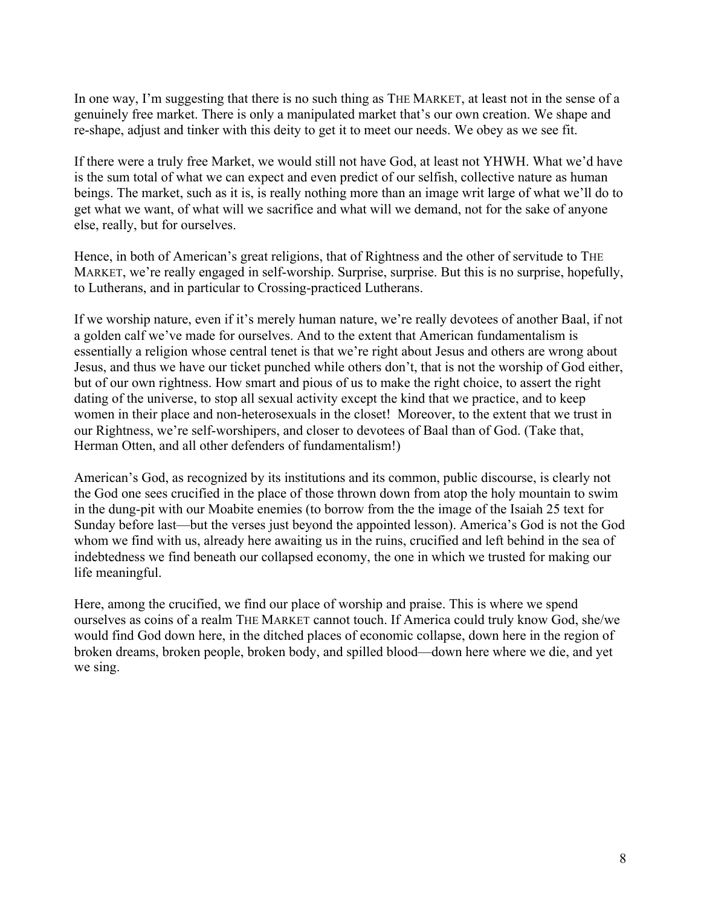In one way, I'm suggesting that there is no such thing as THE MARKET, at least not in the sense of a genuinely free market. There is only a manipulated market that's our own creation. We shape and re-shape, adjust and tinker with this deity to get it to meet our needs. We obey as we see fit.

If there were a truly free Market, we would still not have God, at least not YHWH. What we'd have is the sum total of what we can expect and even predict of our selfish, collective nature as human beings. The market, such as it is, is really nothing more than an image writ large of what we'll do to get what we want, of what will we sacrifice and what will we demand, not for the sake of anyone else, really, but for ourselves.

Hence, in both of American's great religions, that of Rightness and the other of servitude to THE MARKET, we're really engaged in self-worship. Surprise, surprise. But this is no surprise, hopefully, to Lutherans, and in particular to Crossing-practiced Lutherans.

If we worship nature, even if it's merely human nature, we're really devotees of another Baal, if not a golden calf we've made for ourselves. And to the extent that American fundamentalism is essentially a religion whose central tenet is that we're right about Jesus and others are wrong about Jesus, and thus we have our ticket punched while others don't, that is not the worship of God either, but of our own rightness. How smart and pious of us to make the right choice, to assert the right dating of the universe, to stop all sexual activity except the kind that we practice, and to keep women in their place and non-heterosexuals in the closet! Moreover, to the extent that we trust in our Rightness, we're self-worshipers, and closer to devotees of Baal than of God. (Take that, Herman Otten, and all other defenders of fundamentalism!)

American's God, as recognized by its institutions and its common, public discourse, is clearly not the God one sees crucified in the place of those thrown down from atop the holy mountain to swim in the dung-pit with our Moabite enemies (to borrow from the the image of the Isaiah 25 text for Sunday before last—but the verses just beyond the appointed lesson). America's God is not the God whom we find with us, already here awaiting us in the ruins, crucified and left behind in the sea of indebtedness we find beneath our collapsed economy, the one in which we trusted for making our life meaningful.

Here, among the crucified, we find our place of worship and praise. This is where we spend ourselves as coins of a realm THE MARKET cannot touch. If America could truly know God, she/we would find God down here, in the ditched places of economic collapse, down here in the region of broken dreams, broken people, broken body, and spilled blood—down here where we die, and yet we sing.